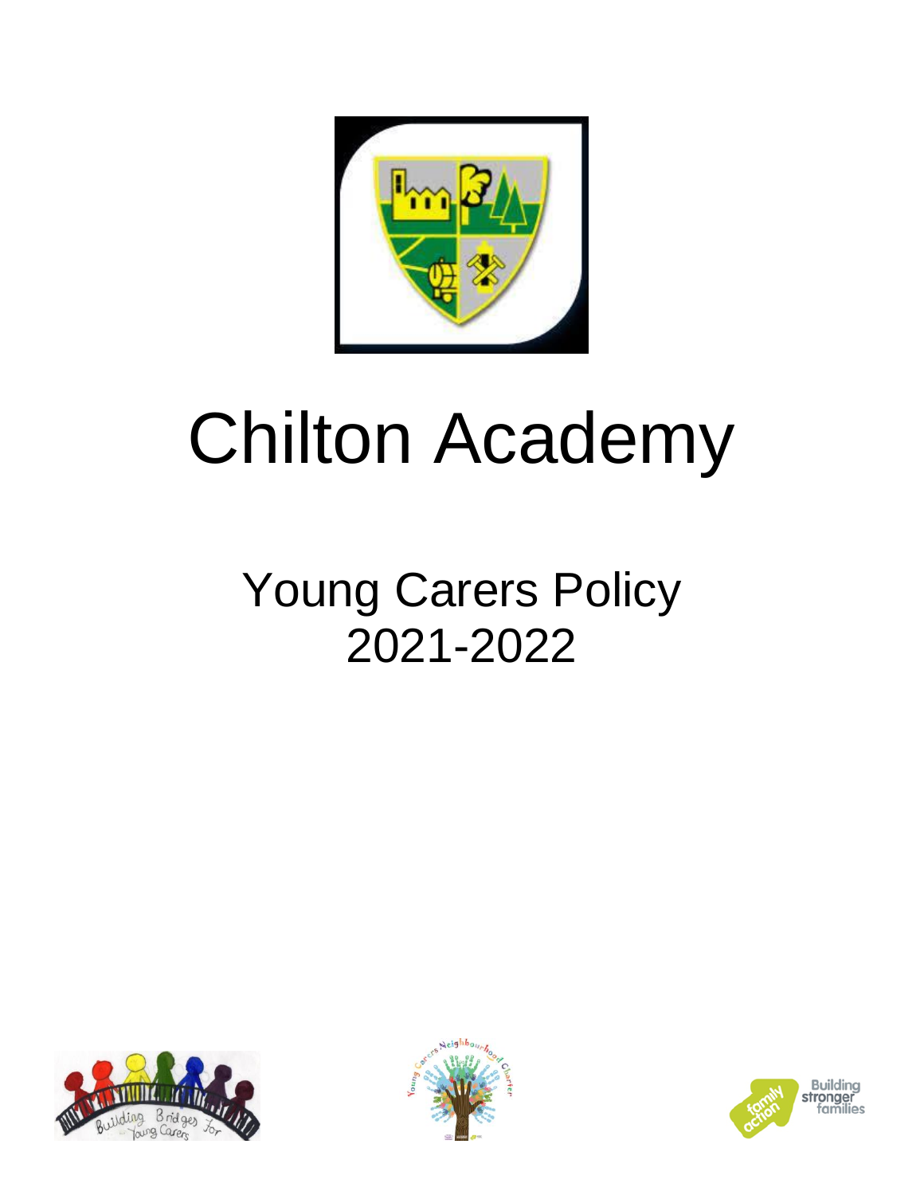# Chilton Academy

## Young Carers Policy 2021-2022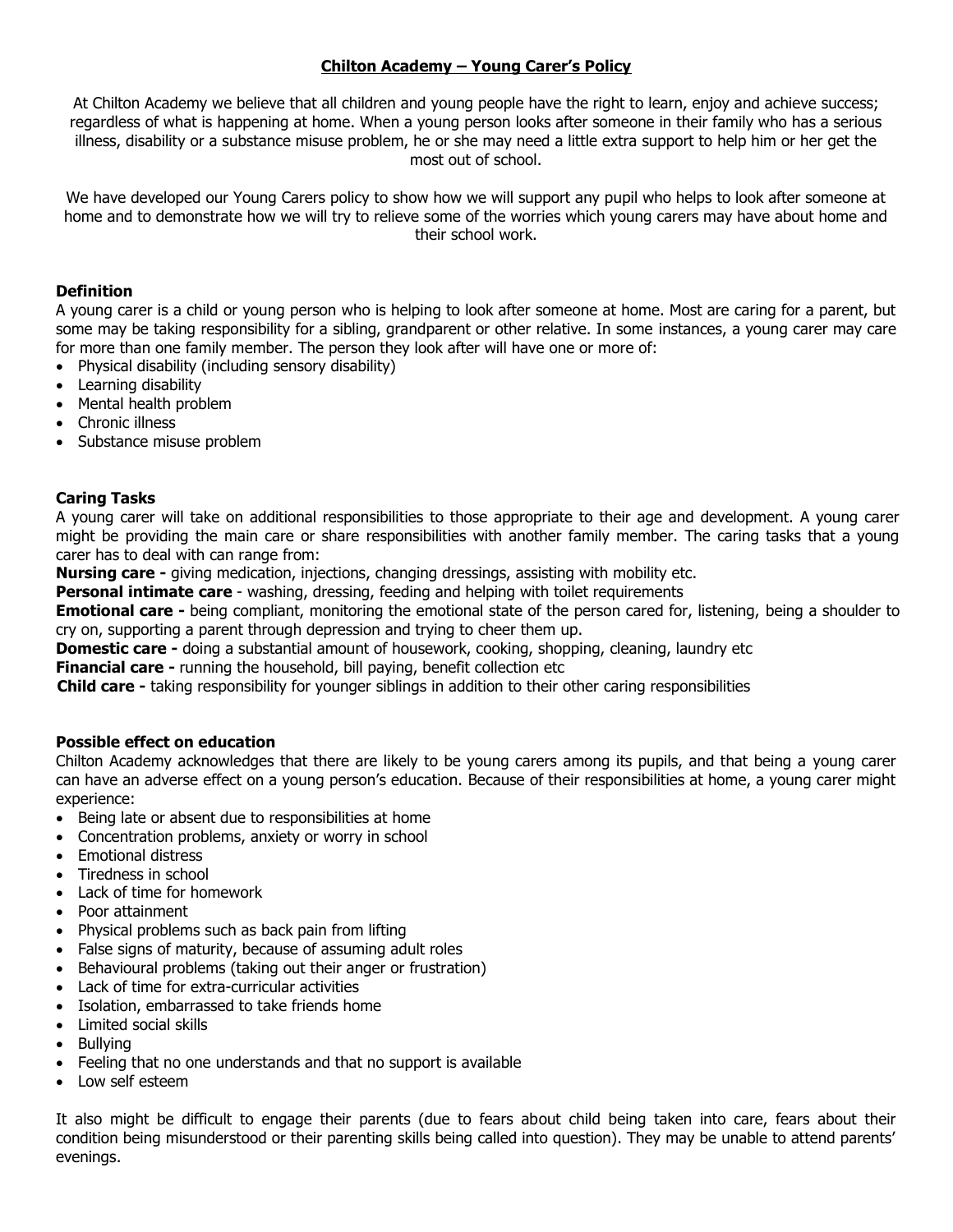# Chilton Academy – Young Carer's Policy

At Chilton Academy we believe that all children and young people have the right to learn, enjoy and achieve success; regardless of what is happening at home. When a young person looks after someone in their family who has a serious illness, disability or a substance misuse problem, he or she may need a little extra support to help him or her get the most out of school.

We have developed our Young Carers policy to show how we will support any pupil who helps to look after someone at home and to demonstrate how we will try to relieve some of the worries which young carers may have about home and their school work.

## Definition

A young carer is a child or young person who is helping to look after someone at home. Most are caring for a parent, but some may be taking responsibility for a sibling, grandparent or other relative. In some instances, a young carer may care for more than one family member. The person they look after will have one or more of:

- Physical disability (including sensory disability)
- Learning disability
- Mental health problem
- Chronic illness
- Substance misuse problem

## Caring Tasks

A young carer will take on additional responsibilities to those appropriate to their age and development. A young carer might be providing the main care or share responsibilities with another family member. The caring tasks that a young carer has to deal with can range from:

**Nursing care -** giving medication, injections, changing dressings, assisting with mobility etc.

**Personal intimate care** - washing, dressing, feeding and helping with toilet requirements

**Emotional care -** being compliant, monitoring the emotional state of the person cared for, listening, being a shoulder to cry on, supporting a parent through depression and trying to cheer them up.

**Domestic care -** doing a substantial amount of housework, cooking, shopping, cleaning, laundry etc

**Financial care -** running the household, bill paying, benefit collection etc

**Child care -** taking responsibility for younger siblings in addition to their other caring responsibilities

## Possible effect on education

Chilton Academy acknowledges that there are likely to be young carers among its pupils, and that being a young carer can have an adverse effect on a young person's education. Because of their responsibilities at home, a young carer might experience:

- Being late or absent due to responsibilities at home
- Concentration problems, anxiety or worry in school
- Emotional distress
- Tiredness in school
- Lack of time for homework
- Poor attainment
- Physical problems such as back pain from lifting
- False signs of maturity, because of assuming adult roles
- Behavioural problems (taking out their anger or frustration)
- Lack of time for extra-curricular activities
- Isolation, embarrassed to take friends home
- Limited social skills
- Bullying
- Feeling that no one understands and that no support is available
- Low self esteem

It also might be difficult to engage their parents (due to fears about child being taken into care, fears about their condition being misunderstood or their parenting skills being called into question). They may be unable to attend parents' evenings.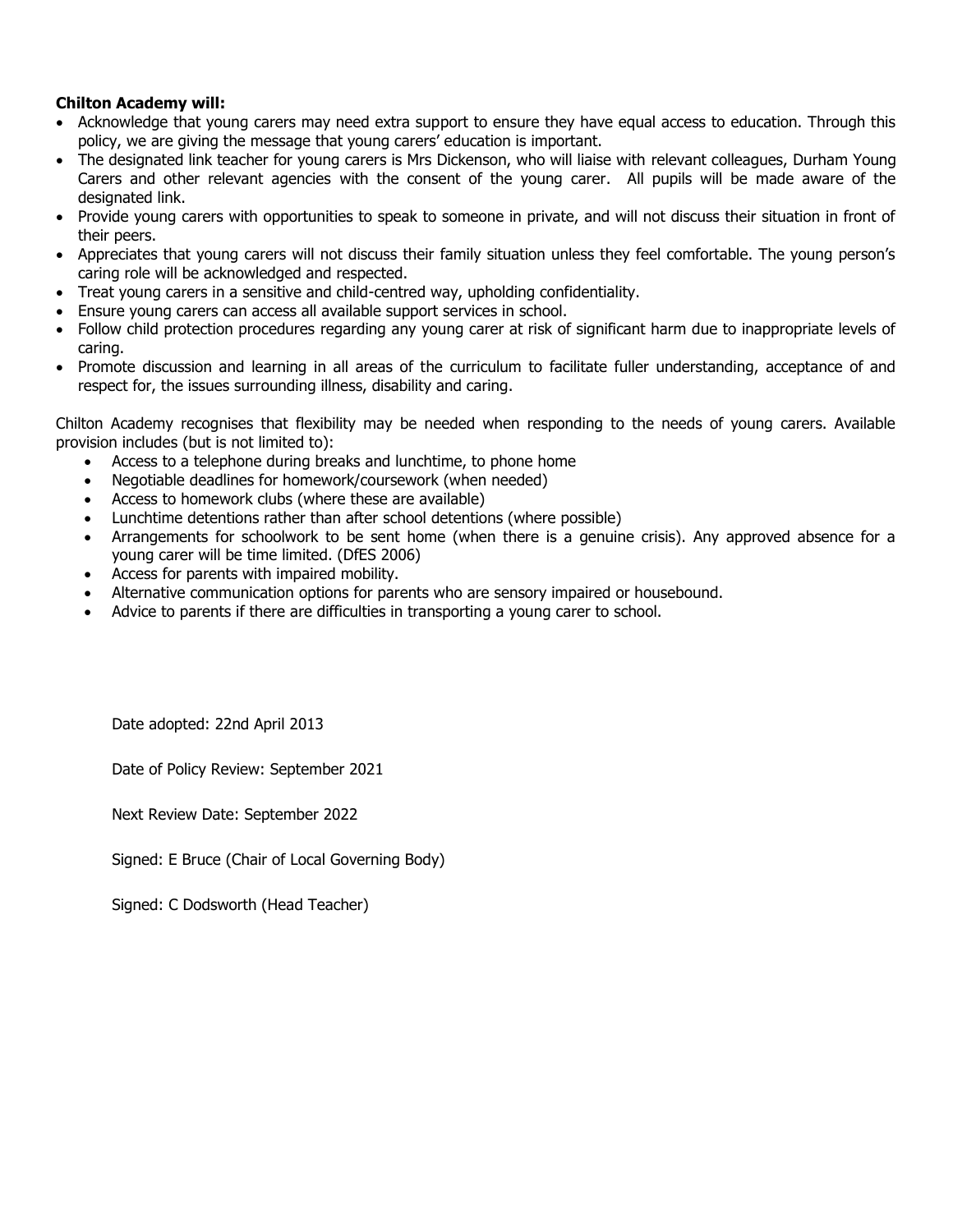**Chilton Academy will:**

- Acknowledge that young carers may need extra support to ensure they have equal access to education. Through this policy, we are giving the message that young carers' education is important.
- The designated link teacher for young carers is Mrs Dickenson, who will liaise with relevant colleagues, Durham Young Carers and other relevant agencies with the consent of the young carer. All pupils will be made aware of the designated link.
- Provide young carers with opportunities to speak to someone in private, and will not discuss their situation in front of their peers.
- Appreciates that young carers will not discuss their family situation unless they feel comfortable. The young person's caring role will be acknowledged and respected.
- Treat young carers in a sensitive and child-centred way, upholding confidentiality.
- Ensure young carers can access all available support services in school.
- Follow child protection procedures regarding any young carer at risk of significant harm due to inappropriate levels of caring.
- Promote discussion and learning in all areas of the curriculum to facilitate fuller understanding, acceptance of and respect for, the issues surrounding illness, disability and caring.

Chilton Academy recognises that flexibility may be needed when responding to the needs of young carers. Available provision includes (but is not limited to):

- Access to a telephone during breaks and lunchtime, to phone home
- Negotiable deadlines for homework/coursework (when needed)
- Access to homework clubs (where these are available)
- Lunchtime detentions rather than after school detentions (where possible)
- Arrangements for schoolwork to be sent home (when there is a genuine crisis). Any approved absence for a young carer will be time limited. (DfES 2006)
- Access for parents with impaired mobility.
- Alternative communication options for parents who are sensory impaired or housebound.
- Advice to parents if there are difficulties in transporting a young carer to school.

Date adopted: 22nd April 2013

Date of Policy Review: September 2021

Next Review Date: September 2022

Signed: E Bruce (Chair of Local Governing Body)

Signed: C Dodsworth (Head Teacher)